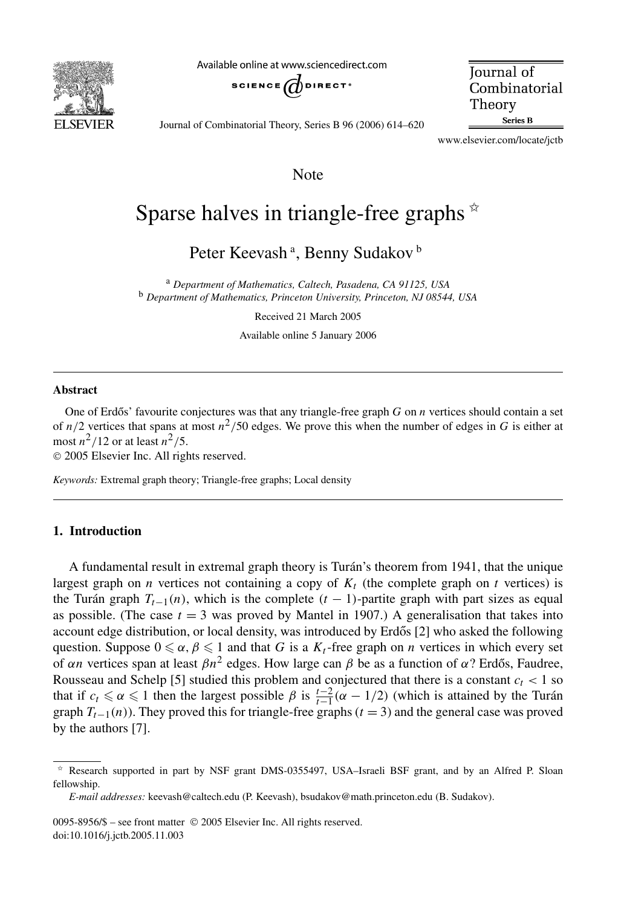Note

# Sparse halves in triangle-free graphs ☆

Peter Keevash [a], Benny Sudakov [b]

[a] Department of Mathematics, Caltech, Pasadena, CA 91125, USA
[b] Department of Mathematics, Princeton University, Princeton, NJ 08544, USA

Received 21 March 2005

Available online 5 January 2006

## Abstract

One of Erdős' favourite conjectures was that any triangle-free graph $G$ on $n$ vertices should contain a set of $n/2$ vertices that spans at most $n^2/50$ edges. We prove this when the number of edges in $G$ is either at most $n^2/12$ or at least $n^2/5$.

© 2005 Elsevier Inc. All rights reserved.

*Keywords:* Extremal graph theory; Triangle-free graphs; Local density

## 1. Introduction

A fundamental result in extremal graph theory is Turán's theorem from 1941, that the unique largest graph on $n$ vertices not containing a copy of $K_t$ (the complete graph on $t$ vertices) is the Turán graph $T_{t-1}(n)$, which is the complete $(t-1)$-partite graph with part sizes as equal as possible. (The case $t = 3$ was proved by Mantel in 1907.) A generalisation that takes into account edge distribution, or local density, was introduced by Erdős [2] who asked the following question. Suppose $0 \leqslant \alpha, \beta \leqslant 1$ and that $G$ is a $K_t$-free graph on $n$ vertices in which every set of $\alpha n$ vertices span at least $\beta n^2$ edges. How large can $\beta$ be as a function of $\alpha$? Erdős, Faudree, Rousseau and Schelp [5] studied this problem and conjectured that there is a constant $c_t < 1$ so that if $c_t \leqslant \alpha \leqslant 1$ then the largest possible $\beta$ is $\frac{t-2}{t-1}(\alpha - 1/2)$ (which is attained by the Turán graph $T_{t-1}(n)$). They proved this for triangle-free graphs ($t = 3$) and the general case was proved by the authors [7].

☆ Research supported in part by NSF grant DMS-0355497, USA–Israeli BSF grant, and by an Alfred P. Sloan fellowship.

*E-mail addresses:* keevash@caltech.edu (P. Keevash), bsudakov@math.princeton.edu (B. Sudakov).

0095-8956/$ – see front matter © 2005 Elsevier Inc. All rights reserved.
doi:10.1016/j.jctb.2005.11.003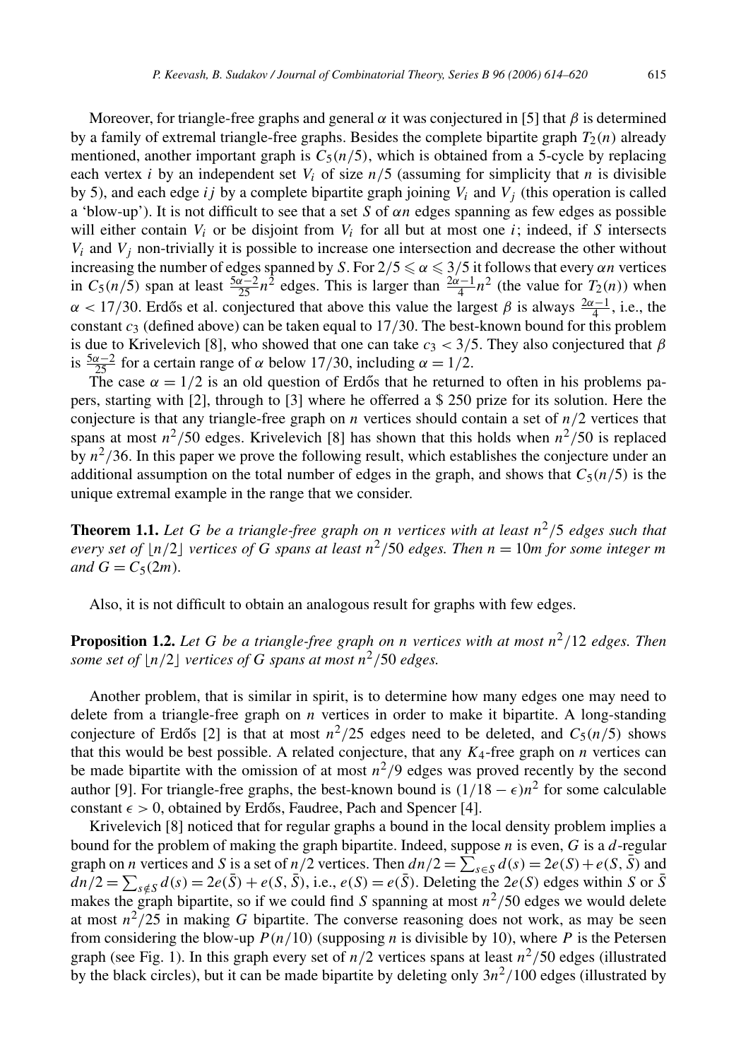Moreover, for triangle-free graphs and general $\alpha$ it was conjectured in [5] that $\beta$ is determined by a family of extremal triangle-free graphs. Besides the complete bipartite graph $T_2(n)$ already mentioned, another important graph is $C_5(n/5)$, which is obtained from a 5-cycle by replacing each vertex $i$ by an independent set $V_i$ of size $n/5$ (assuming for simplicity that $n$ is divisible by 5), and each edge $ij$ by a complete bipartite graph joining $V_i$ and $V_j$ (this operation is called a 'blow-up'). It is not difficult to see that a set $S$ of $\alpha n$ edges spanning as few edges as possible will either contain $V_i$ or be disjoint from $V_i$ for all but at most one $i$; indeed, if $S$ intersects $V_i$ and $V_j$ non-trivially it is possible to increase one intersection and decrease the other without increasing the number of edges spanned by $S$. For $2/5 \leqslant \alpha \leqslant 3/5$ it follows that every $\alpha n$ vertices in $C_5(n/5)$ span at least $\frac{5\alpha-2}{25}n^2$ edges. This is larger than $\frac{2\alpha-1}{4}n^2$ (the value for $T_2(n)$) when $\alpha < 17/30$. Erdős et al. conjectured that above this value the largest $\beta$ is always $\frac{2\alpha-1}{4}$, i.e., the constant $c_3$ (defined above) can be taken equal to 17/30. The best-known bound for this problem is due to Krivelevich [8], who showed that one can take $c_3 < 3/5$. They also conjectured that $\beta$ is $\frac{5\alpha-2}{25}$ for a certain range of $\alpha$ below 17/30, including $\alpha = 1/2$.

The case $\alpha = 1/2$ is an old question of Erdős that he returned to often in his problems papers, starting with [2], through to [3] where he offered a \$ 250 prize for its solution. Here the conjecture is that any triangle-free graph on $n$ vertices should contain a set of $n/2$ vertices that spans at most $n^2/50$ edges. Krivelevich [8] has shown that this holds when $n^2/50$ is replaced by $n^2/36$. In this paper we prove the following result, which establishes the conjecture under an additional assumption on the total number of edges in the graph, and shows that $C_5(n/5)$ is the unique extremal example in the range that we consider.

**Theorem 1.1.** *Let $G$ be a triangle-free graph on $n$ vertices with at least $n^2/5$ edges such that every set of $\lfloor n/2 \rfloor$ vertices of $G$ spans at least $n^2/50$ edges. Then $n = 10m$ for some integer $m$ and $G = C_5(2m)$.*

Also, it is not difficult to obtain an analogous result for graphs with few edges.

**Proposition 1.2.** *Let $G$ be a triangle-free graph on $n$ vertices with at most $n^2/12$ edges. Then some set of $\lfloor n/2 \rfloor$ vertices of $G$ spans at most $n^2/50$ edges.*

Another problem, that is similar in spirit, is to determine how many edges one may need to delete from a triangle-free graph on $n$ vertices in order to make it bipartite. A long-standing conjecture of Erdős [2] is that at most $n^2/25$ edges need to be deleted, and $C_5(n/5)$ shows that this would be best possible. A related conjecture, that any $K_4$-free graph on $n$ vertices can be made bipartite with the omission of at most $n^2/9$ edges was proved recently by the second author [9]. For triangle-free graphs, the best-known bound is $(1/18 - \epsilon)n^2$ for some calculable constant $\epsilon > 0$, obtained by Erdős, Faudree, Pach and Spencer [4].

Krivelevich [8] noticed that for regular graphs a bound in the local density problem implies a bound for the problem of making the graph bipartite. Indeed, suppose $n$ is even, $G$ is a $d$-regular graph on $n$ vertices and $S$ is a set of $n/2$ vertices. Then $dn/2 = \sum_{s \in S} d(s) = 2e(S) + e(S, \bar{S})$ and $dn/2 = \sum_{s \notin S} d(s) = 2e(\bar{S}) + e(S, \bar{S})$, i.e., $e(S) = e(\bar{S})$. Deleting the $2e(S)$ edges within $S$ or $\bar{S}$ makes the graph bipartite, so if we could find $S$ spanning at most $n^2/50$ edges we would delete at most $n^2/25$ in making $G$ bipartite. The converse reasoning does not work, as may be seen from considering the blow-up $P(n/10)$ (supposing $n$ is divisible by 10), where $P$ is the Petersen graph (see Fig. 1). In this graph every set of $n/2$ vertices spans at least $n^2/50$ edges (illustrated by the black circles), but it can be made bipartite by deleting only $3n^2/100$ edges (illustrated by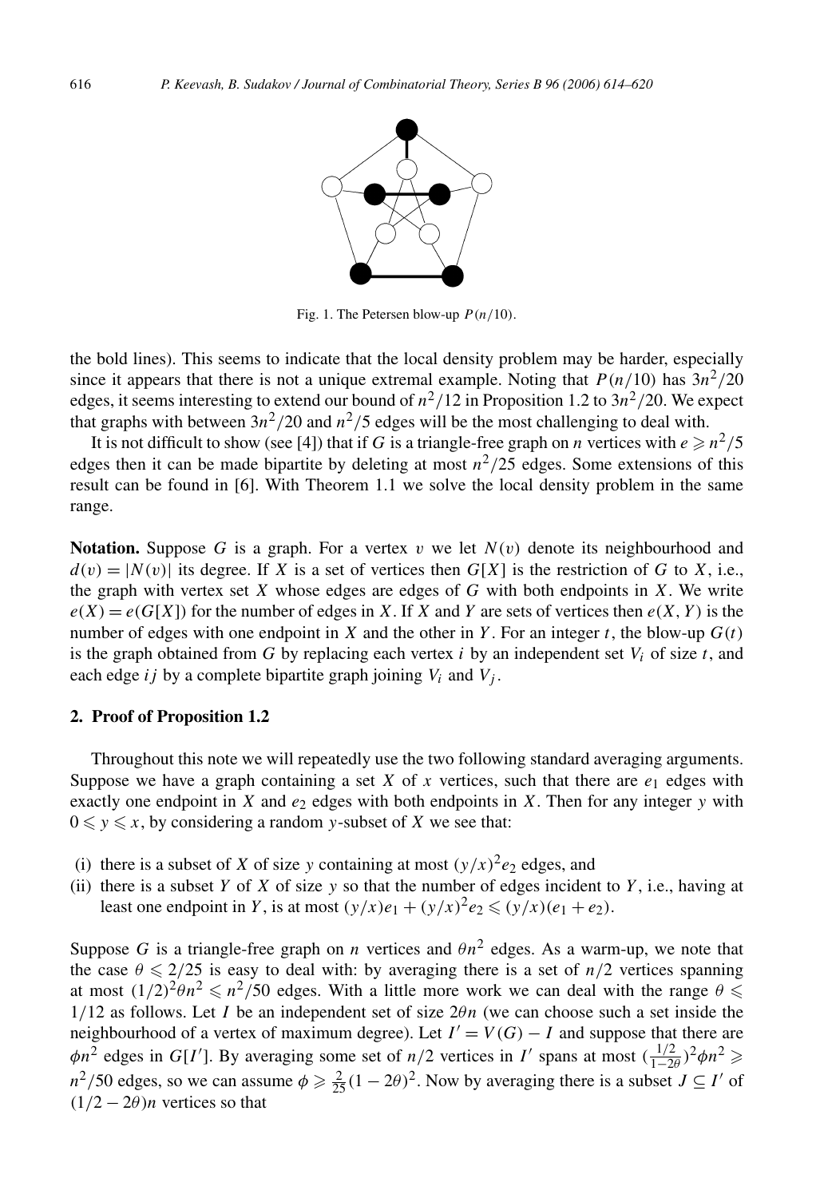Fig. 1. The Petersen blow-up $P(n/10)$.

the bold lines). This seems to indicate that the local density problem may be harder, especially since it appears that there is not a unique extremal example. Noting that $P(n/10)$ has $3n^2/20$ edges, it seems interesting to extend our bound of $n^2/12$ in Proposition 1.2 to $3n^2/20$. We expect that graphs with between $3n^2/20$ and $n^2/5$ edges will be the most challenging to deal with.

It is not difficult to show (see [4]) that if $G$ is a triangle-free graph on $n$ vertices with $e \geqslant n^2/5$ edges then it can be made bipartite by deleting at most $n^2/25$ edges. Some extensions of this result can be found in [6]. With Theorem 1.1 we solve the local density problem in the same range.

**Notation.** Suppose $G$ is a graph. For a vertex $v$ we let $N(v)$ denote its neighbourhood and $d(v) = |N(v)|$ its degree. If $X$ is a set of vertices then $G[X]$ is the restriction of $G$ to $X$, i.e., the graph with vertex set $X$ whose edges are edges of $G$ with both endpoints in $X$. We write $e(X) = e(G[X])$ for the number of edges in $X$. If $X$ and $Y$ are sets of vertices then $e(X, Y)$ is the number of edges with one endpoint in $X$ and the other in $Y$. For an integer $t$, the blow-up $G(t)$ is the graph obtained from $G$ by replacing each vertex $i$ by an independent set $V_i$ of size $t$, and each edge $ij$ by a complete bipartite graph joining $V_i$ and $V_j$.

## 2. Proof of Proposition 1.2

Throughout this note we will repeatedly use the two following standard averaging arguments. Suppose we have a graph containing a set $X$ of $x$ vertices, such that there are $e_1$ edges with exactly one endpoint in $X$ and $e_2$ edges with both endpoints in $X$. Then for any integer $y$ with $0 \leqslant y \leqslant x$, by considering a random $y$-subset of $X$ we see that:

(i) there is a subset of $X$ of size $y$ containing at most $(y/x)^2 e_2$ edges, and
(ii) there is a subset $Y$ of $X$ of size $y$ so that the number of edges incident to $Y$, i.e., having at least one endpoint in $Y$, is at most $(y/x)e_1 + (y/x)^2 e_2 \leqslant (y/x)(e_1 + e_2)$.

Suppose $G$ is a triangle-free graph on $n$ vertices and $\theta n^2$ edges. As a warm-up, we note that the case $\theta \leqslant 2/25$ is easy to deal with: by averaging there is a set of $n/2$ vertices spanning at most $(1/2)^2 \theta n^2 \leqslant n^2/50$ edges. With a little more work we can deal with the range $\theta \leqslant 1/12$ as follows. Let $I$ be an independent set of size $2\theta n$ (we can choose such a set inside the neighbourhood of a vertex of maximum degree). Let $I' = V(G) - I$ and suppose that there are $\phi n^2$ edges in $G[I']$. By averaging some set of $n/2$ vertices in $I'$ spans at most $(\frac{1/2}{1-2\theta})^2 \phi n^2 \geqslant n^2/50$ edges, so we can assume $\phi \geqslant \frac{2}{25}(1-2\theta)^2$. Now by averaging there is a subset $J \subseteq I'$ of $(1/2 - 2\theta)n$ vertices so that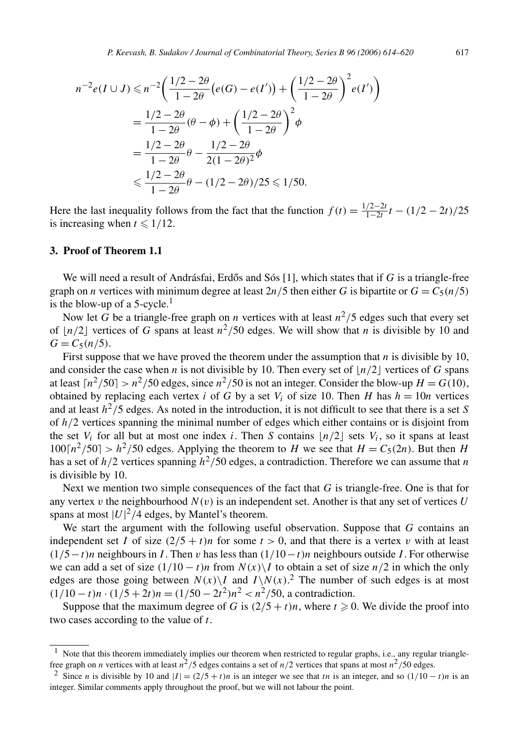$$
\begin{aligned}
n^{-2} e(I \cup J) &\leqslant n^{-2}\left(\frac{1/2-2\theta}{1-2\theta}\bigl(e(G)-e(I')\bigr)+\left(\frac{1/2-2\theta}{1-2\theta}\right)^2 e(I')\right) \\
&= \frac{1/2-2\theta}{1-2\theta}(\theta-\phi)+\left(\frac{1/2-2\theta}{1-2\theta}\right)^2 \phi \\
&= \frac{1/2-2\theta}{1-2\theta}\theta-\frac{1/2-2\theta}{2(1-2\theta)^2}\phi \\
&\leqslant \frac{1/2-2\theta}{1-2\theta}\theta-(1/2-2\theta)/25 \leqslant 1/50.
\end{aligned}
$$

Here the last inequality follows from the fact that the function $f(t)=\frac{1/2-2t}{1-2t}t-(1/2-2t)/25$ is increasing when $t \leqslant 1/12$.

## 3. Proof of Theorem 1.1

We will need a result of Andrásfai, Erdős and Sós [1], which states that if $G$ is a triangle-free graph on $n$ vertices with minimum degree at least $2n/5$ then either $G$ is bipartite or $G = C_5(n/5)$ is the blow-up of a 5-cycle.[1]

Now let $G$ be a triangle-free graph on $n$ vertices with at least $n^2/5$ edges such that every set of $\lfloor n/2 \rfloor$ vertices of $G$ spans at least $n^2/50$ edges. We will show that $n$ is divisible by 10 and $G = C_5(n/5)$.

First suppose that we have proved the theorem under the assumption that $n$ is divisible by 10, and consider the case when $n$ is not divisible by 10. Then every set of $\lfloor n/2 \rfloor$ vertices of $G$ spans at least $\lceil n^2/50 \rceil > n^2/50$ edges, since $n^2/50$ is not an integer. Consider the blow-up $H = G(10)$, obtained by replacing each vertex $i$ of $G$ by a set $V_i$ of size 10. Then $H$ has $h = 10n$ vertices and at least $h^2/5$ edges. As noted in the introduction, it is not difficult to see that there is a set $S$ of $h/2$ vertices spanning the minimal number of edges which either contains or is disjoint from the set $V_i$ for all but at most one index $i$. Then $S$ contains $\lfloor n/2 \rfloor$ sets $V_i$, so it spans at least $100\lceil n^2/50 \rceil > h^2/50$ edges. Applying the theorem to $H$ we see that $H = C_5(2n)$. But then $H$ has a set of $h/2$ vertices spanning $h^2/50$ edges, a contradiction. Therefore we can assume that $n$ is divisible by 10.

Next we mention two simple consequences of the fact that $G$ is triangle-free. One is that for any vertex $v$ the neighbourhood $N(v)$ is an independent set. Another is that any set of vertices $U$ spans at most $|U|^2/4$ edges, by Mantel's theorem.

We start the argument with the following useful observation. Suppose that $G$ contains an independent set $I$ of size $(2/5+t)n$ for some $t > 0$, and that there is a vertex $v$ with at least $(1/5-t)n$ neighbours in $I$. Then $v$ has less than $(1/10-t)n$ neighbours outside $I$. For otherwise we can add a set of size $(1/10-t)n$ from $N(x)\backslash I$ to obtain a set of size $n/2$ in which the only edges are those going between $N(x)\backslash I$ and $I\backslash N(x)$.[2] The number of such edges is at most $(1/10-t)n \cdot (1/5+2t)n = (1/50-2t^2)n^2 < n^2/50$, a contradiction.

Suppose that the maximum degree of $G$ is $(2/5+t)n$, where $t \geqslant 0$. We divide the proof into two cases according to the value of $t$.

---

[1] Note that this theorem immediately implies our theorem when restricted to regular graphs, i.e., any regular triangle-free graph on $n$ vertices with at least $n^2/5$ edges contains a set of $n/2$ vertices that spans at most $n^2/50$ edges.

[2] Since $n$ is divisible by 10 and $|I| = (2/5+t)n$ is an integer we see that $tn$ is an integer, and so $(1/10-t)n$ is an integer. Similar comments apply throughout the proof, but we will not labour the point.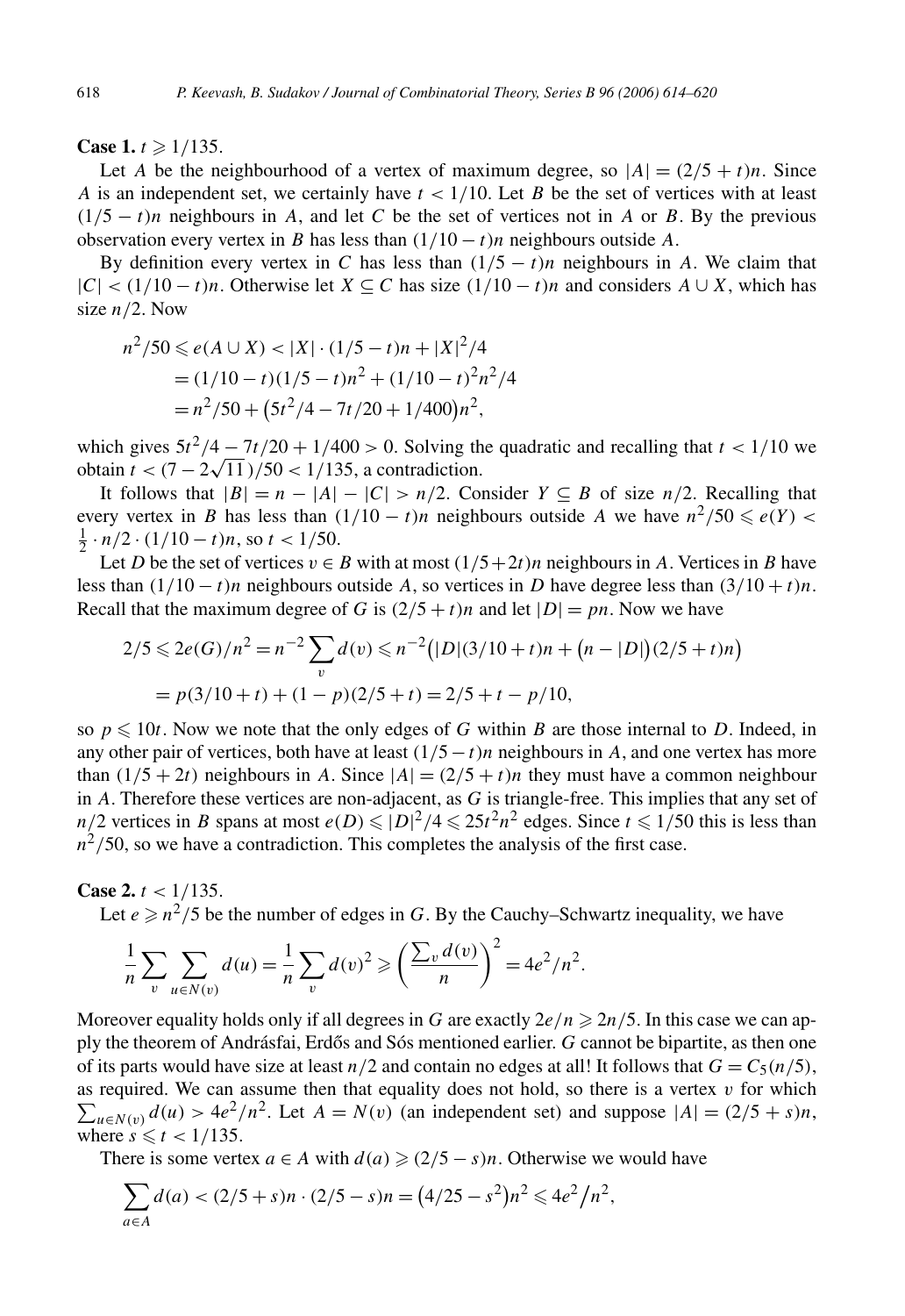**Case 1.** $t \geqslant 1/135$.

Let $A$ be the neighbourhood of a vertex of maximum degree, so $|A| = (2/5 + t)n$. Since $A$ is an independent set, we certainly have $t < 1/10$. Let $B$ be the set of vertices with at least $(1/5 - t)n$ neighbours in $A$, and let $C$ be the set of vertices not in $A$ or $B$. By the previous observation every vertex in $B$ has less than $(1/10 - t)n$ neighbours outside $A$.

By definition every vertex in $C$ has less than $(1/5 - t)n$ neighbours in $A$. We claim that $|C| < (1/10 - t)n$. Otherwise let $X \subseteq C$ has size $(1/10 - t)n$ and considers $A \cup X$, which has size $n/2$. Now

$$\begin{aligned} n^2/50 \leqslant e(A \cup X) &< |X| \cdot (1/5 - t)n + |X|^2/4 \\ &= (1/10 - t)(1/5 - t)n^2 + (1/10 - t)^2 n^2/4 \\ &= n^2/50 + \left(5t^2/4 - 7t/20 + 1/400\right)n^2, \end{aligned}$$

which gives $5t^2/4 - 7t/20 + 1/400 > 0$. Solving the quadratic and recalling that $t < 1/10$ we obtain $t < (7 - 2\sqrt{11})/50 < 1/135$, a contradiction.

It follows that $|B| = n - |A| - |C| > n/2$. Consider $Y \subseteq B$ of size $n/2$. Recalling that every vertex in $B$ has less than $(1/10 - t)n$ neighbours outside $A$ we have $n^2/50 \leqslant e(Y) < \frac{1}{2} \cdot n/2 \cdot (1/10 - t)n$, so $t < 1/50$.

Let $D$ be the set of vertices $v \in B$ with at most $(1/5 + 2t)n$ neighbours in $A$. Vertices in $B$ have less than $(1/10 - t)n$ neighbours outside $A$, so vertices in $D$ have degree less than $(3/10 + t)n$. Recall that the maximum degree of $G$ is $(2/5 + t)n$ and let $|D| = pn$. Now we have

$$\begin{aligned} 2/5 \leqslant 2e(G)/n^2 = n^{-2} \sum_v d(v) &\leqslant n^{-2}\left(|D|(3/10 + t)n + \left(n - |D|\right)(2/5 + t)n\right) \\ &= p(3/10 + t) + (1 - p)(2/5 + t) = 2/5 + t - p/10, \end{aligned}$$

so $p \leqslant 10t$. Now we note that the only edges of $G$ within $B$ are those internal to $D$. Indeed, in any other pair of vertices, both have at least $(1/5 - t)n$ neighbours in $A$, and one vertex has more than $(1/5 + 2t)$ neighbours in $A$. Since $|A| = (2/5 + t)n$ they must have a common neighbour in $A$. Therefore these vertices are non-adjacent, as $G$ is triangle-free. This implies that any set of $n/2$ vertices in $B$ spans at most $e(D) \leqslant |D|^2/4 \leqslant 25t^2n^2$ edges. Since $t \leqslant 1/50$ this is less than $n^2/50$, so we have a contradiction. This completes the analysis of the first case.

**Case 2.** $t < 1/135$.

Let $e \geqslant n^2/5$ be the number of edges in $G$. By the Cauchy–Schwartz inequality, we have

$$\frac{1}{n} \sum_v \sum_{u \in N(v)} d(u) = \frac{1}{n} \sum_v d(v)^2 \geqslant \left(\frac{\sum_v d(v)}{n}\right)^2 = 4e^2/n^2.$$

Moreover equality holds only if all degrees in $G$ are exactly $2e/n \geqslant 2n/5$. In this case we can apply the theorem of Andrásfai, Erdős and Sós mentioned earlier. $G$ cannot be bipartite, as then one of its parts would have size at least $n/2$ and contain no edges at all! It follows that $G = C_5(n/5)$, as required. We can assume then that equality does not hold, so there is a vertex $v$ for which $\sum_{u \in N(v)} d(u) > 4e^2/n^2$. Let $A = N(v)$ (an independent set) and suppose $|A| = (2/5 + s)n$, where $s \leqslant t < 1/135$.

There is some vertex $a \in A$ with $d(a) \geqslant (2/5 - s)n$. Otherwise we would have

$$\sum_{a \in A} d(a) < (2/5 + s)n \cdot (2/5 - s)n = \left(4/25 - s^2\right)n^2 \leqslant 4e^2\big/n^2,$$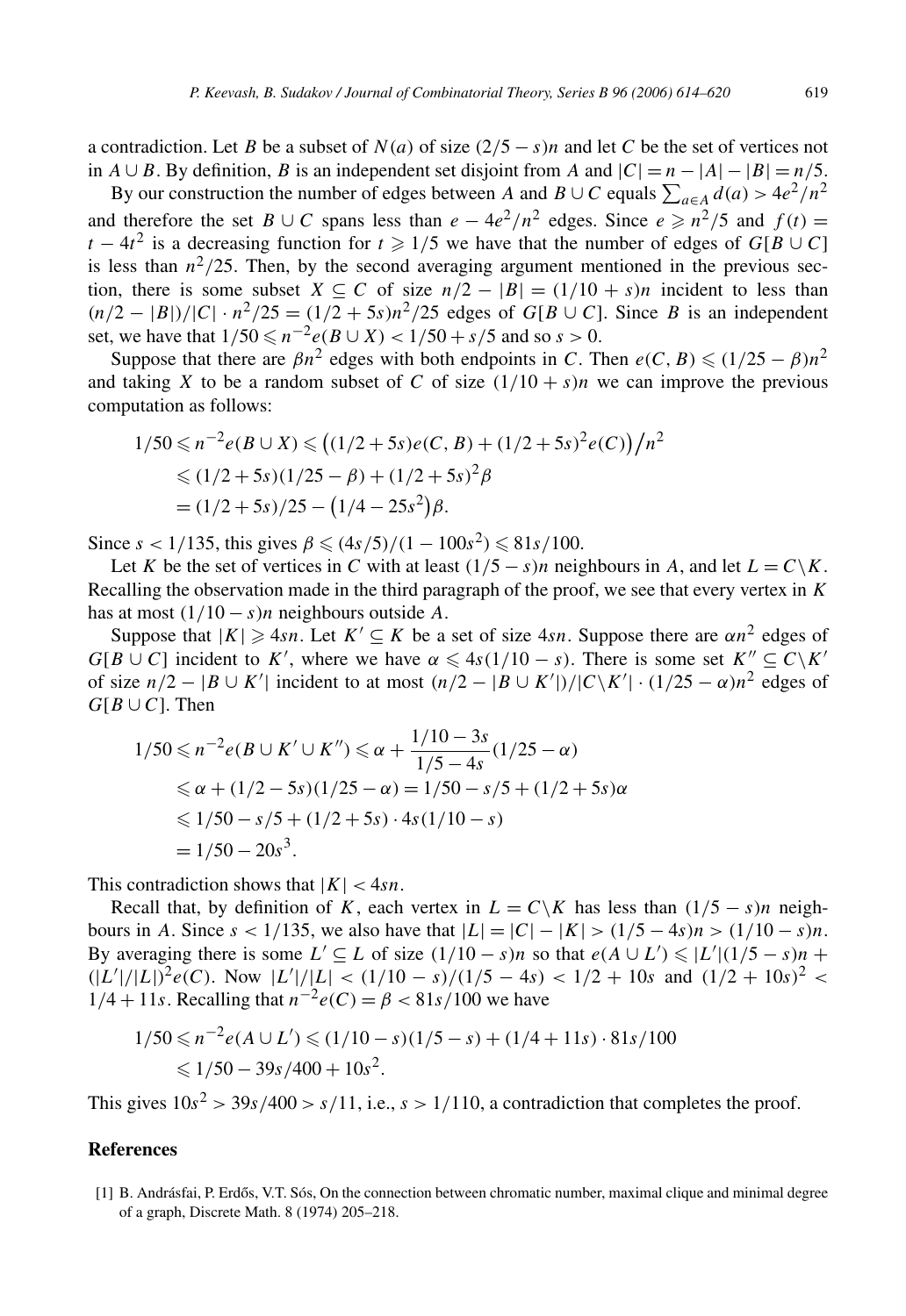a contradiction. Let $B$ be a subset of $N(a)$ of size $(2/5 - s)n$ and let $C$ be the set of vertices not in $A \cup B$. By definition, $B$ is an independent set disjoint from $A$ and $|C| = n - |A| - |B| = n/5$.

By our construction the number of edges between $A$ and $B \cup C$ equals $\sum_{a \in A} d(a) > 4e^2/n^2$ and therefore the set $B \cup C$ spans less than $e - 4e^2/n^2$ edges. Since $e \geqslant n^2/5$ and $f(t) = t - 4t^2$ is a decreasing function for $t \geqslant 1/5$ we have that the number of edges of $G[B \cup C]$ is less than $n^2/25$. Then, by the second averaging argument mentioned in the previous section, there is some subset $X \subseteq C$ of size $n/2 - |B| = (1/10 + s)n$ incident to less than $(n/2 - |B|)/|C| \cdot n^2/25 = (1/2 + 5s)n^2/25$ edges of $G[B \cup C]$. Since $B$ is an independent set, we have that $1/50 \leqslant n^{-2}e(B \cup X) < 1/50 + s/5$ and so $s > 0$.

Suppose that there are $\beta n^2$ edges with both endpoints in $C$. Then $e(C, B) \leqslant (1/25 - \beta)n^2$ and taking $X$ to be a random subset of $C$ of size $(1/10 + s)n$ we can improve the previous computation as follows:

$$
\begin{aligned}
1/50 &\leqslant n^{-2}e(B \cup X) \leqslant \big((1/2 + 5s)e(C, B) + (1/2 + 5s)^2 e(C)\big)/n^2 \\
&\leqslant (1/2 + 5s)(1/25 - \beta) + (1/2 + 5s)^2\beta \\
&= (1/2 + 5s)/25 - \big(1/4 - 25s^2\big)\beta.
\end{aligned}
$$

Since $s < 1/135$, this gives $\beta \leqslant (4s/5)/(1 - 100s^2) \leqslant 81s/100$.

Let $K$ be the set of vertices in $C$ with at least $(1/5 - s)n$ neighbours in $A$, and let $L = C \backslash K$. Recalling the observation made in the third paragraph of the proof, we see that every vertex in $K$ has at most $(1/10 - s)n$ neighbours outside $A$.

Suppose that $|K| \geqslant 4sn$. Let $K' \subseteq K$ be a set of size $4sn$. Suppose there are $\alpha n^2$ edges of $G[B \cup C]$ incident to $K'$, where we have $\alpha \leqslant 4s(1/10 - s)$. There is some set $K'' \subseteq C \backslash K'$ of size $n/2 - |B \cup K'|$ incident to at most $(n/2 - |B \cup K'|)/|C \backslash K'| \cdot (1/25 - \alpha)n^2$ edges of $G[B \cup C]$. Then

$$
\begin{aligned}
1/50 &\leqslant n^{-2}e(B \cup K' \cup K'') \leqslant \alpha + \frac{1/10 - 3s}{1/5 - 4s}(1/25 - \alpha) \\
&\leqslant \alpha + (1/2 - 5s)(1/25 - \alpha) = 1/50 - s/5 + (1/2 + 5s)\alpha \\
&\leqslant 1/50 - s/5 + (1/2 + 5s) \cdot 4s(1/10 - s) \\
&= 1/50 - 20s^3.
\end{aligned}
$$

This contradiction shows that $|K| < 4sn$.

Recall that, by definition of $K$, each vertex in $L = C \backslash K$ has less than $(1/5 - s)n$ neighbours in $A$. Since $s < 1/135$, we also have that $|L| = |C| - |K| > (1/5 - 4s)n > (1/10 - s)n$. By averaging there is some $L' \subseteq L$ of size $(1/10 - s)n$ so that $e(A \cup L') \leqslant |L'|(1/5 - s)n + (|L'|/|L|)^2 e(C)$. Now $|L'|/|L| < (1/10 - s)/(1/5 - 4s) < 1/2 + 10s$ and $(1/2 + 10s)^2 < 1/4 + 11s$. Recalling that $n^{-2}e(C) = \beta < 81s/100$ we have

$$
\begin{aligned}
1/50 &\leqslant n^{-2}e(A \cup L') \leqslant (1/10 - s)(1/5 - s) + (1/4 + 11s) \cdot 81s/100 \\
&\leqslant 1/50 - 39s/400 + 10s^2.
\end{aligned}
$$

This gives $10s^2 > 39s/400 > s/11$, i.e., $s > 1/110$, a contradiction that completes the proof.

## References

[1] B. Andrásfai, P. Erdős, V.T. Sós, On the connection between chromatic number, maximal clique and minimal degree of a graph, Discrete Math. 8 (1974) 205–218.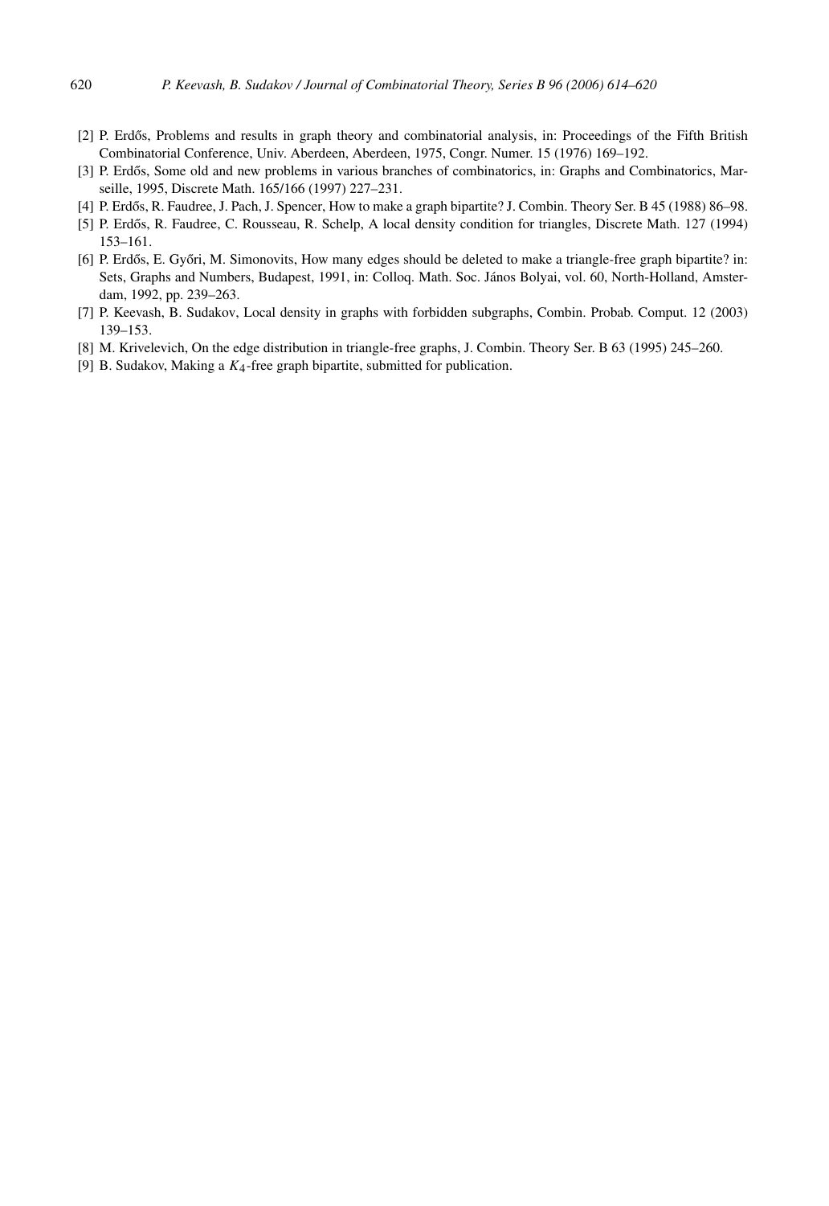[2] P. Erdős, Problems and results in graph theory and combinatorial analysis, in: Proceedings of the Fifth British Combinatorial Conference, Univ. Aberdeen, Aberdeen, 1975, Congr. Numer. 15 (1976) 169–192.

[3] P. Erdős, Some old and new problems in various branches of combinatorics, in: Graphs and Combinatorics, Marseille, 1995, Discrete Math. 165/166 (1997) 227–231.

[4] P. Erdős, R. Faudree, J. Pach, J. Spencer, How to make a graph bipartite? J. Combin. Theory Ser. B 45 (1988) 86–98.

[5] P. Erdős, R. Faudree, C. Rousseau, R. Schelp, A local density condition for triangles, Discrete Math. 127 (1994) 153–161.

[6] P. Erdős, E. Győri, M. Simonovits, How many edges should be deleted to make a triangle-free graph bipartite? in: Sets, Graphs and Numbers, Budapest, 1991, in: Colloq. Math. Soc. János Bolyai, vol. 60, North-Holland, Amsterdam, 1992, pp. 239–263.

[7] P. Keevash, B. Sudakov, Local density in graphs with forbidden subgraphs, Combin. Probab. Comput. 12 (2003) 139–153.

[8] M. Krivelevich, On the edge distribution in triangle-free graphs, J. Combin. Theory Ser. B 63 (1995) 245–260.

[9] B. Sudakov, Making a $K_4$-free graph bipartite, submitted for publication.